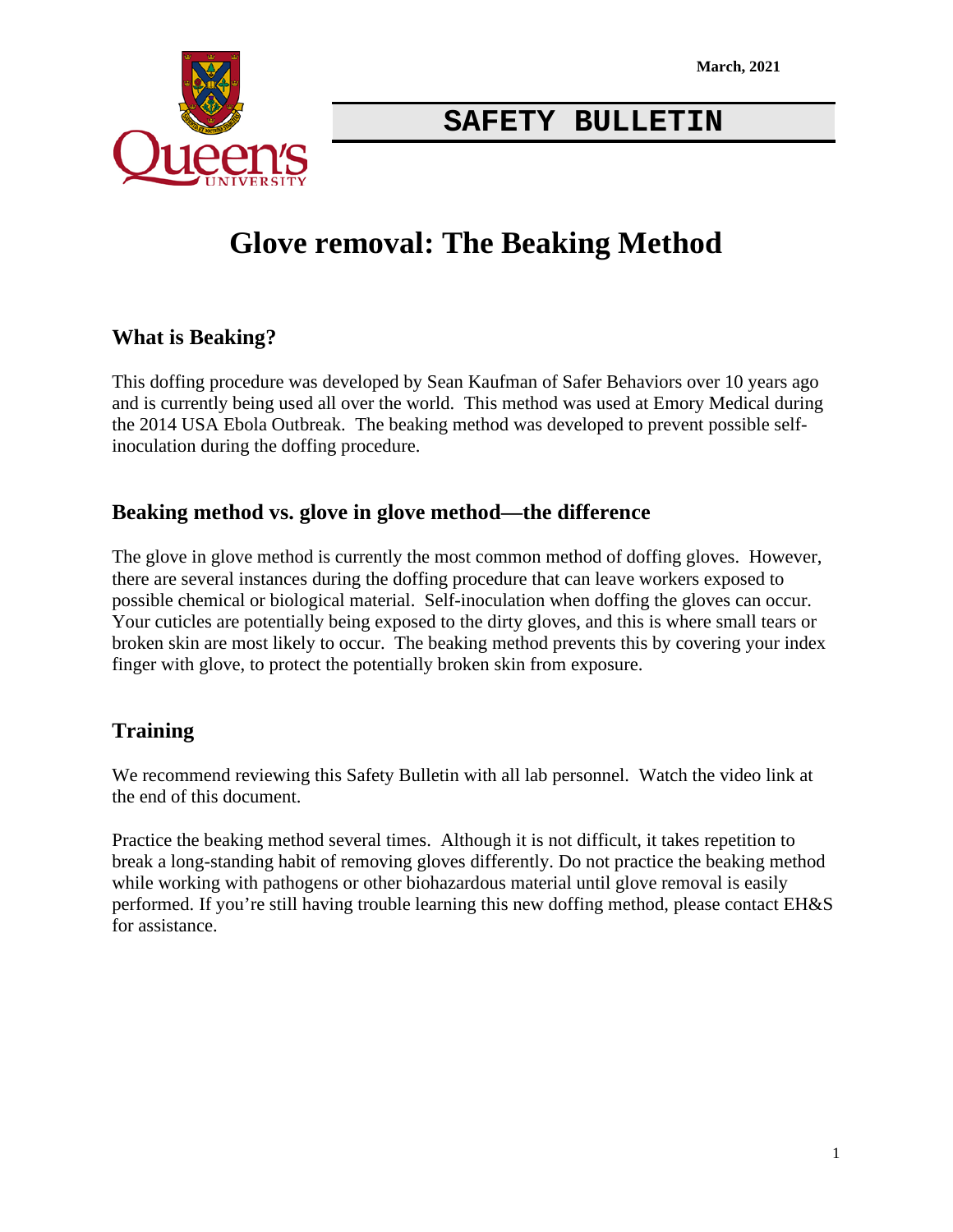March, 2021

**SAFETY BULLETIN**

# Glove removal: The Beaking Method

## What is Beaking?

This doffing procedure was developed by Sean Kaufman of Safer Behaviors over 10 years ago and is currently being used all over the world. This method was used at Emory Medical during the 2014 USA Ebola Outbreak. The beaking method was developed to prevent possible self-inoculation during the doffing procedure.

## Beaking method vs. glove in glove method—the difference

The glove in glove method is currently the most common method of doffing gloves. However, there are several instances during the doffing procedure that can leave workers exposed to possible chemical or biological material. Self-inoculation when doffing the gloves can occur. Your cuticles are potentially being exposed to the dirty gloves, and this is where small tears or broken skin are most likely to occur. The beaking method prevents this by covering your index finger with glove, to protect the potentially broken skin from exposure.

## Training

We recommend reviewing this Safety Bulletin with all lab personnel. Watch the video link at the end of this document.

Practice the beaking method several times. Although it is not difficult, it takes repetition to break a long-standing habit of removing gloves differently. Do not practice the beaking method while working with pathogens or other biohazardous material until glove removal is easily performed. If you're still having trouble learning this new doffing method, please contact EH&S for assistance.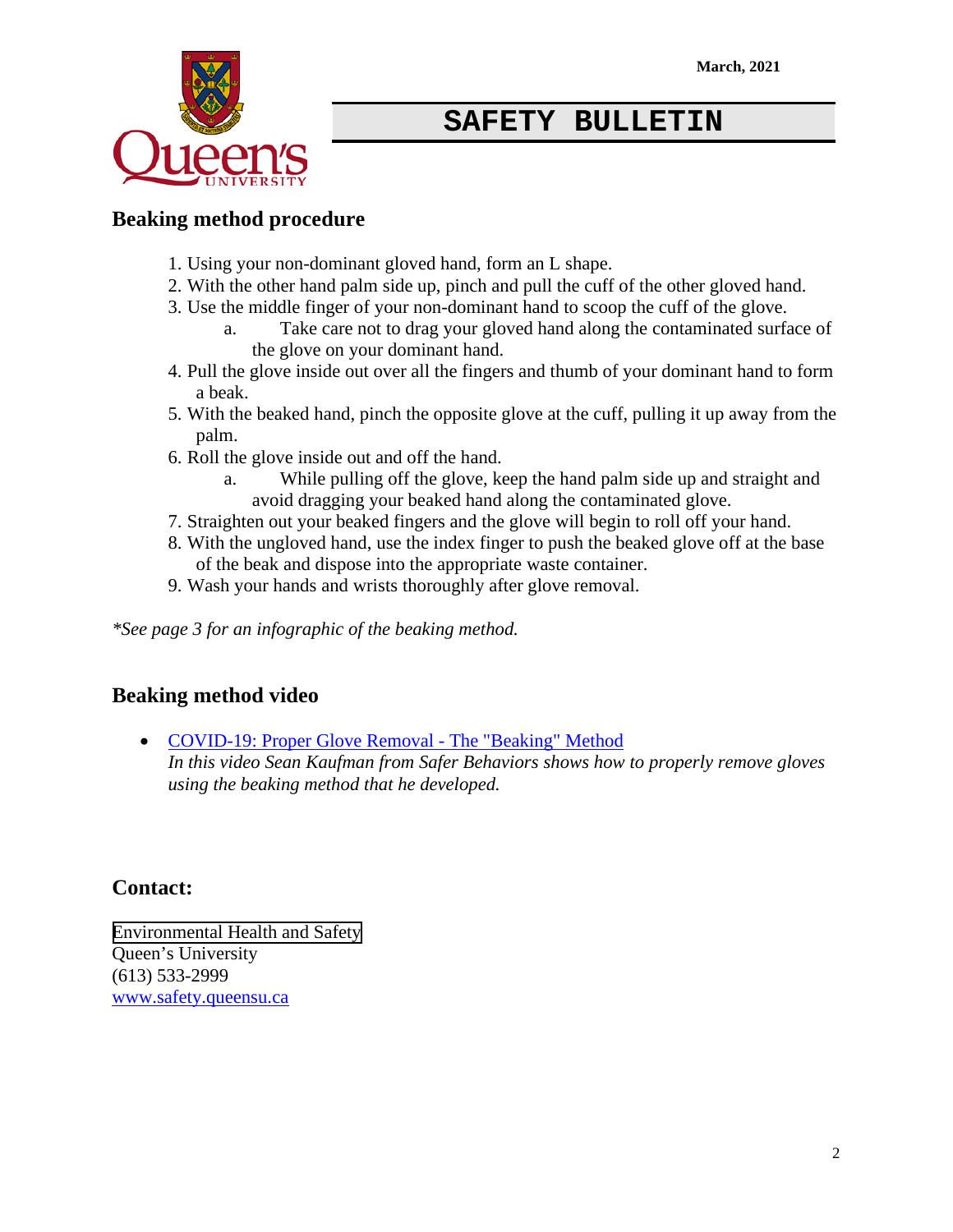March, 2021

# SAFETY BULLETIN

## Beaking method procedure

1. Using your non-dominant gloved hand, form an L shape.
2. With the other hand palm side up, pinch and pull the cuff of the other gloved hand.
3. Use the middle finger of your non-dominant hand to scoop the cuff of the glove.
   a. Take care not to drag your gloved hand along the contaminated surface of the glove on your dominant hand.
4. Pull the glove inside out over all the fingers and thumb of your dominant hand to form a beak.
5. With the beaked hand, pinch the opposite glove at the cuff, pulling it up away from the palm.
6. Roll the glove inside out and off the hand.
   a. While pulling off the glove, keep the hand palm side up and straight and avoid dragging your beaked hand along the contaminated glove.
7. Straighten out your beaked fingers and the glove will begin to roll off your hand.
8. With the ungloved hand, use the index finger to push the beaked glove off at the base of the beak and dispose into the appropriate waste container.
9. Wash your hands and wrists thoroughly after glove removal.

*\*See page 3 for an infographic of the beaking method.*

## Beaking method video

- COVID-19: Proper Glove Removal - The "Beaking" Method
  *In this video Sean Kaufman from Safer Behaviors shows how to properly remove gloves using the beaking method that he developed.*

## Contact:

Environmental Health and Safety
Queen's University
(613) 533-2999
www.safety.queensu.ca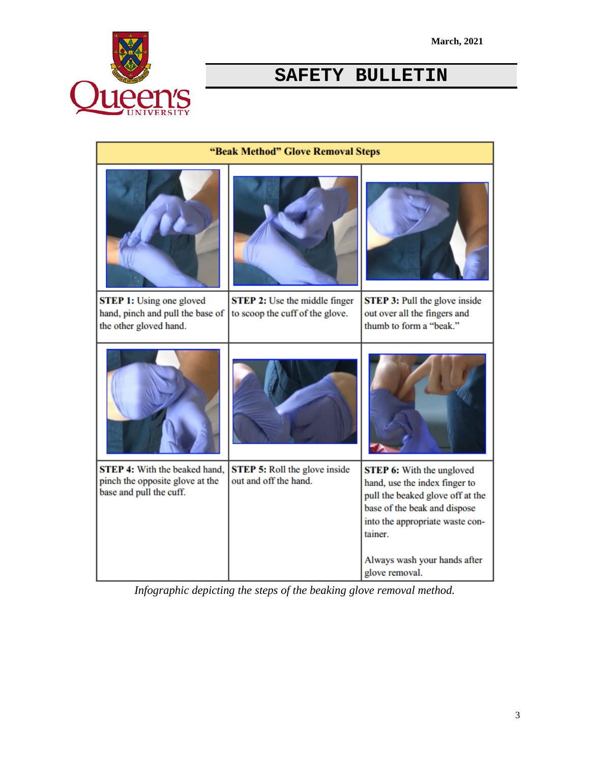# SAFETY BULLETIN

March, 2021

| "Beak Method" Glove Removal Steps | | |
|---|---|---|
| **STEP 1:** Using one gloved hand, pinch and pull the base of the other gloved hand. | **STEP 2:** Use the middle finger to scoop the cuff of the glove. | **STEP 3:** Pull the glove inside out over all the fingers and thumb to form a "beak." |
| **STEP 4:** With the beaked hand, pinch the opposite glove at the base and pull the cuff. | **STEP 5:** Roll the glove inside out and off the hand. | **STEP 6:** With the ungloved hand, use the index finger to pull the beaked glove off at the base of the beak and dispose into the appropriate waste container. Always wash your hands after glove removal. |

*Infographic depicting the steps of the beaking glove removal method.*